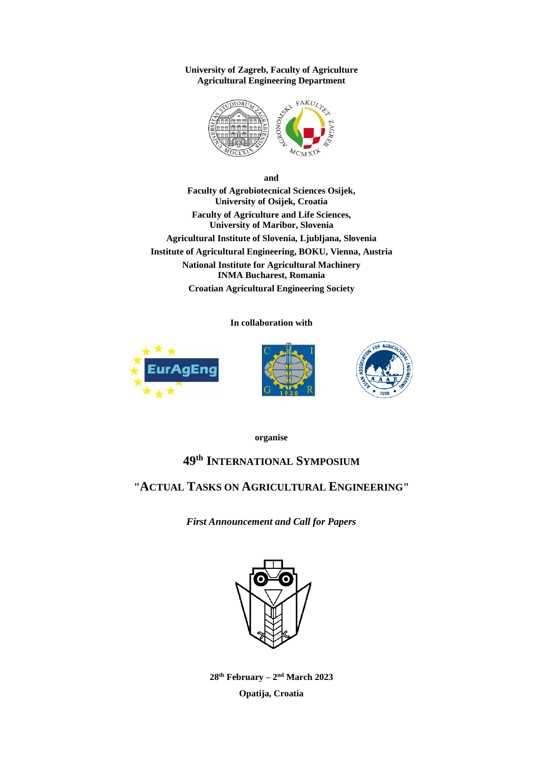**University of Zagreb, Faculty of Agriculture**
**Agricultural Engineering Department**

**and**

**Faculty of Agrobiotecnical Sciences Osijek,**
**University of Osijek, Croatia**

**Faculty of Agriculture and Life Sciences,**
**University of Maribor, Slovenia**

**Agricultural Institute of Slovenia, Ljubljana, Slovenia**

**Institute of Agricultural Engineering, BOKU, Vienna, Austria**

**National Institute for Agricultural Machinery**
**INMA Bucharest, Romania**

**Croatian Agricultural Engineering Society**

**In collaboration with**

**organise**

# 49th INTERNATIONAL SYMPOSIUM

# "ACTUAL TASKS ON AGRICULTURAL ENGINEERING"

***First Announcement and Call for Papers***

**28th February – 2nd March 2023**

**Opatija, Croatia**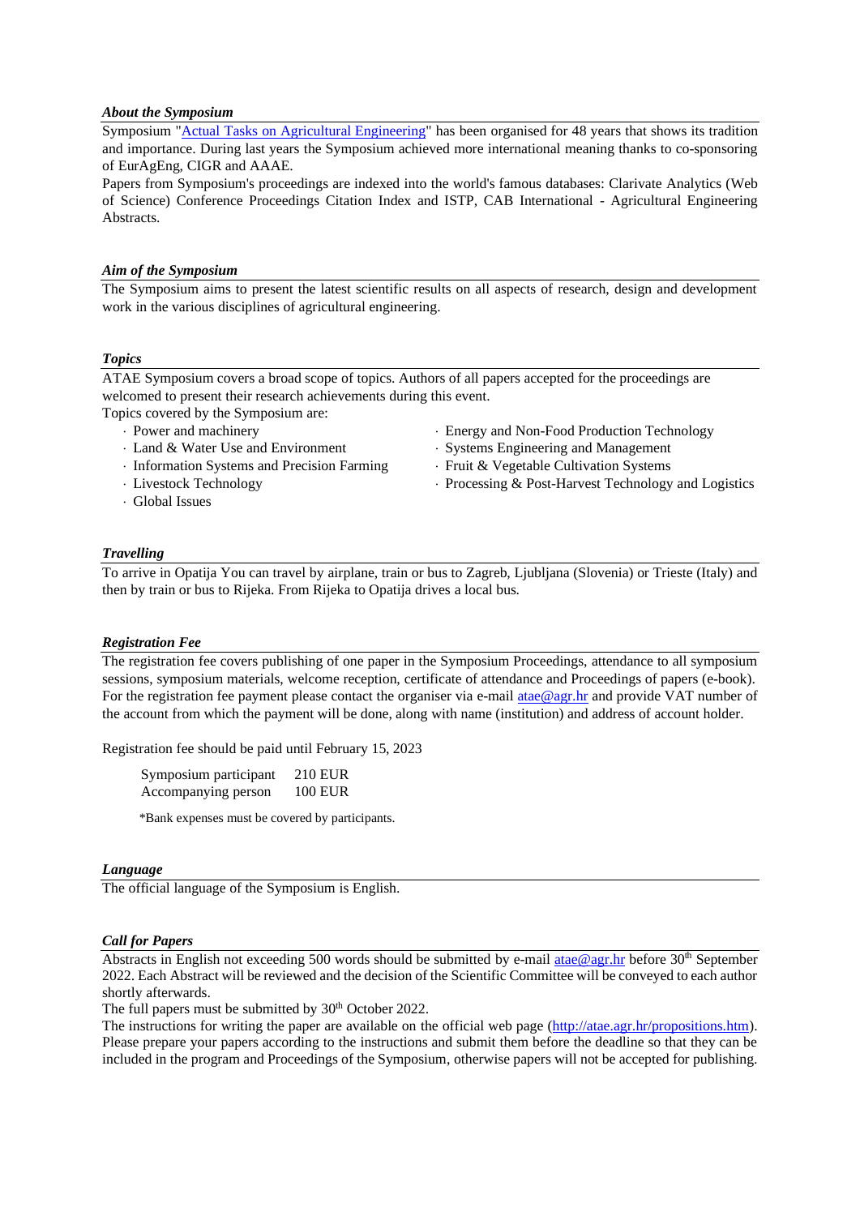### *About the Symposium*

Symposium "[Actual Tasks on Agricultural Engineering](#)" has been organised for 48 years that shows its tradition and importance. During last years the Symposium achieved more international meaning thanks to co-sponsoring of EurAgEng, CIGR and AAAE.

Papers from Symposium's proceedings are indexed into the world's famous databases: Clarivate Analytics (Web of Science) Conference Proceedings Citation Index and ISTP, CAB International - Agricultural Engineering Abstracts.

### *Aim of the Symposium*

The Symposium aims to present the latest scientific results on all aspects of research, design and development work in the various disciplines of agricultural engineering.

### *Topics*

ATAE Symposium covers a broad scope of topics. Authors of all papers accepted for the proceedings are welcomed to present their research achievements during this event.

Topics covered by the Symposium are:

- Power and machinery
- Land & Water Use and Environment
- Information Systems and Precision Farming
- Livestock Technology
- Global Issues
- Energy and Non-Food Production Technology
- Systems Engineering and Management
- Fruit & Vegetable Cultivation Systems
- Processing & Post-Harvest Technology and Logistics

### *Travelling*

To arrive in Opatija You can travel by airplane, train or bus to Zagreb, Ljubljana (Slovenia) or Trieste (Italy) and then by train or bus to Rijeka. From Rijeka to Opatija drives a local bus.

### *Registration Fee*

The registration fee covers publishing of one paper in the Symposium Proceedings, attendance to all symposium sessions, symposium materials, welcome reception, certificate of attendance and Proceedings of papers (e-book). For the registration fee payment please contact the organiser via e-mail atae@agr.hr and provide VAT number of the account from which the payment will be done, along with name (institution) and address of account holder.

Registration fee should be paid until February 15, 2023

| | |
|---|---|
| Symposium participant | 210 EUR |
| Accompanying person | 100 EUR |

*Bank expenses must be covered by participants.

### *Language*

The official language of the Symposium is English.

### *Call for Papers*

Abstracts in English not exceeding 500 words should be submitted by e-mail atae@agr.hr before 30th September 2022. Each Abstract will be reviewed and the decision of the Scientific Committee will be conveyed to each author shortly afterwards.

The full papers must be submitted by 30th October 2022.

The instructions for writing the paper are available on the official web page (http://atae.agr.hr/propositions.htm). Please prepare your papers according to the instructions and submit them before the deadline so that they can be included in the program and Proceedings of the Symposium, otherwise papers will not be accepted for publishing.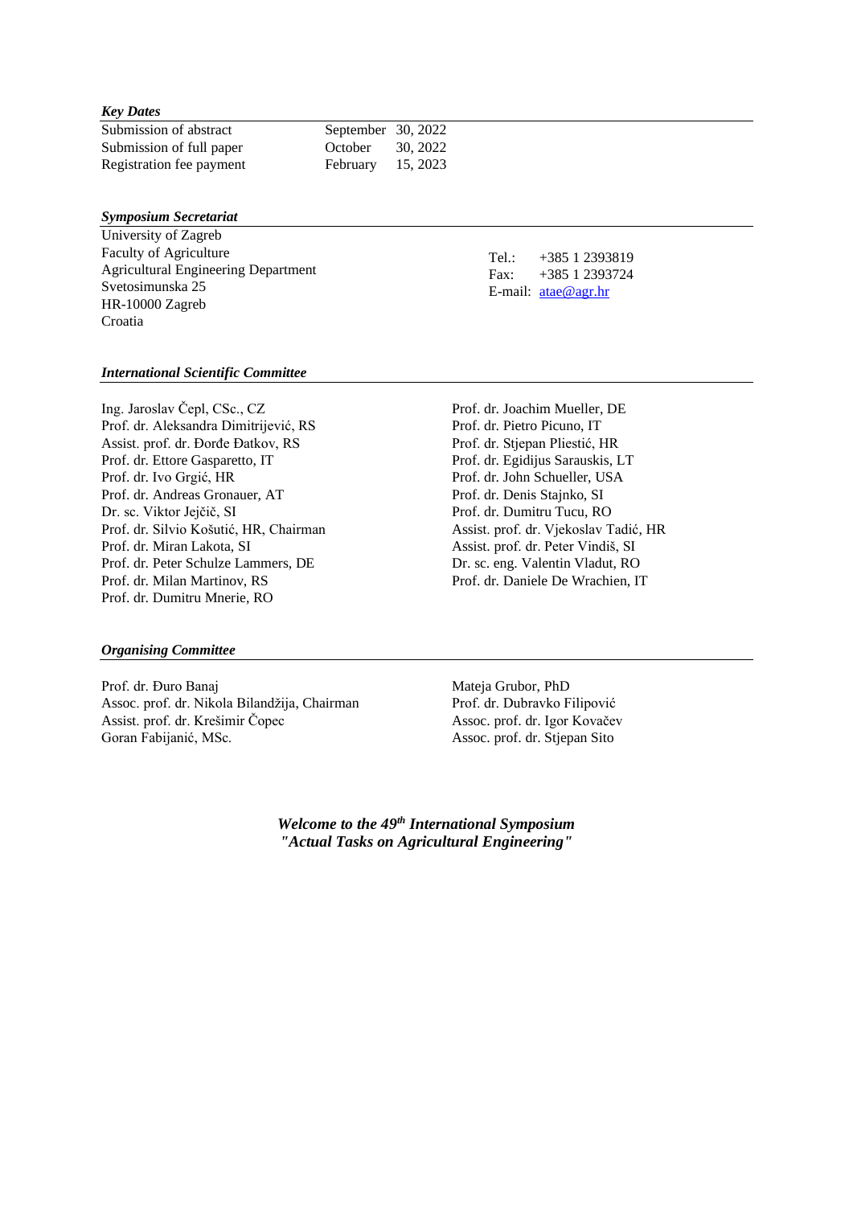***Key Dates***

| | |
|---|---|
| Submission of abstract | September 30, 2022 |
| Submission of full paper | October 30, 2022 |
| Registration fee payment | February 15, 2023 |

***Symposium Secretariat***

University of Zagreb
Faculty of Agriculture
Agricultural Engineering Department
Svetosimunska 25
HR-10000 Zagreb
Croatia

Tel.: +385 1 2393819
Fax: +385 1 2393724
E-mail: atae@agr.hr

***International Scientific Committee***

Ing. Jaroslav Čepl, CSc., CZ
Prof. dr. Aleksandra Dimitrijević, RS
Assist. prof. dr. Đorđe Đatkov, RS
Prof. dr. Ettore Gasparetto, IT
Prof. dr. Ivo Grgić, HR
Prof. dr. Andreas Gronauer, AT
Dr. sc. Viktor Jejčič, SI
Prof. dr. Silvio Košutić, HR, Chairman
Prof. dr. Miran Lakota, SI
Prof. dr. Peter Schulze Lammers, DE
Prof. dr. Milan Martinov, RS
Prof. dr. Dumitru Mnerie, RO
Prof. dr. Joachim Mueller, DE
Prof. dr. Pietro Picuno, IT
Prof. dr. Stjepan Pliestić, HR
Prof. dr. Egidijus Sarauskis, LT
Prof. dr. John Schueller, USA
Prof. dr. Denis Stajnko, SI
Prof. dr. Dumitru Tucu, RO
Assist. prof. dr. Vjekoslav Tadić, HR
Assist. prof. dr. Peter Vindiš, SI
Dr. sc. eng. Valentin Vladut, RO
Prof. dr. Daniele De Wrachien, IT

***Organising Committee***

Prof. dr. Đuro Banaj
Assoc. prof. dr. Nikola Bilandžija, Chairman
Assist. prof. dr. Krešimir Čopec
Goran Fabijanić, MSc.
Mateja Grubor, PhD
Prof. dr. Dubravko Filipović
Assoc. prof. dr. Igor Kovačev
Assoc. prof. dr. Stjepan Sito

***Welcome to the 49th International Symposium "Actual Tasks on Agricultural Engineering"***